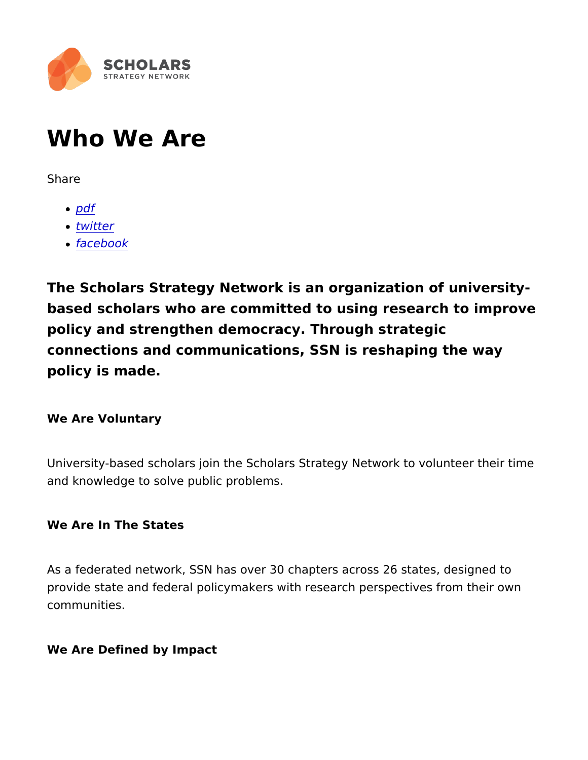# Who We Are

Share

- *pdf*
- *twitter*
- *facebook*

**The Scholars Strategy Network is an organization of university-based scholars who are committed to using research to improve policy and strengthen democracy. Through strategic connections and communications, SSN is reshaping the way policy is made.**

**We Are Voluntary**

University-based scholars join the Scholars Strategy Network to volunteer their time and knowledge to solve public problems.

**We Are In The States**

As a federated network, SSN has over 30 chapters across 26 states, designed to provide state and federal policymakers with research perspectives from their own communities.

**We Are Defined by Impact**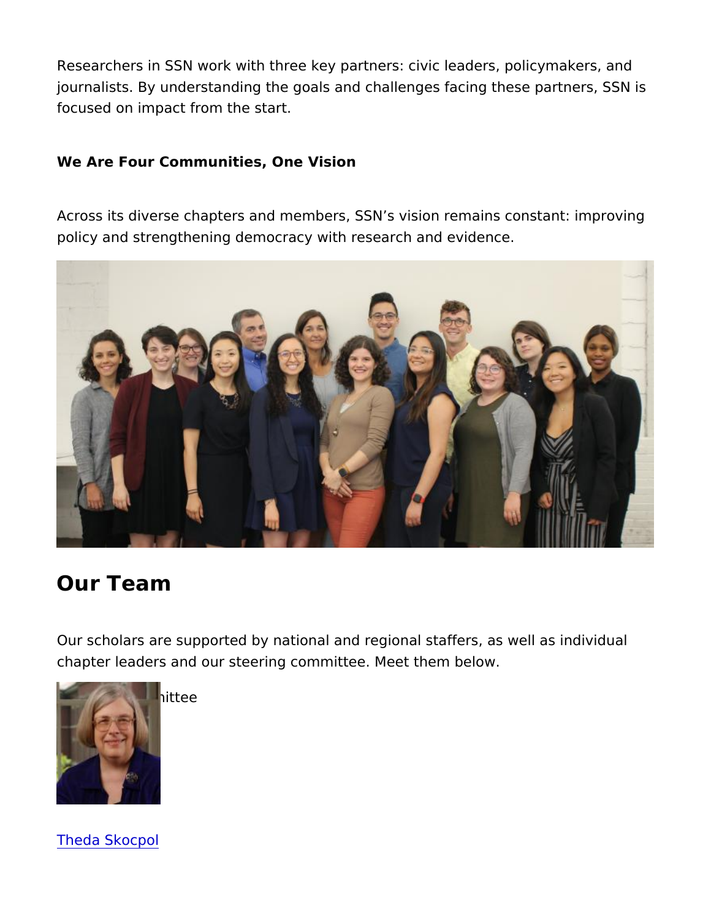Researchers in SSN work with three key partners: civic leaders, policymakers, and journalists. By understanding the goals and challenges facing these partners, SSN is focused on impact from the start.

**We Are Four Communities, One Vision**

Across its diverse chapters and members, SSN's vision remains constant: improving policy and strengthening democracy with research and evidence.

## Our Team

Our scholars are supported by national and regional staffers, as well as individual chapter leaders and our steering committee. Meet them below.

ittee

[Theda Skocpol]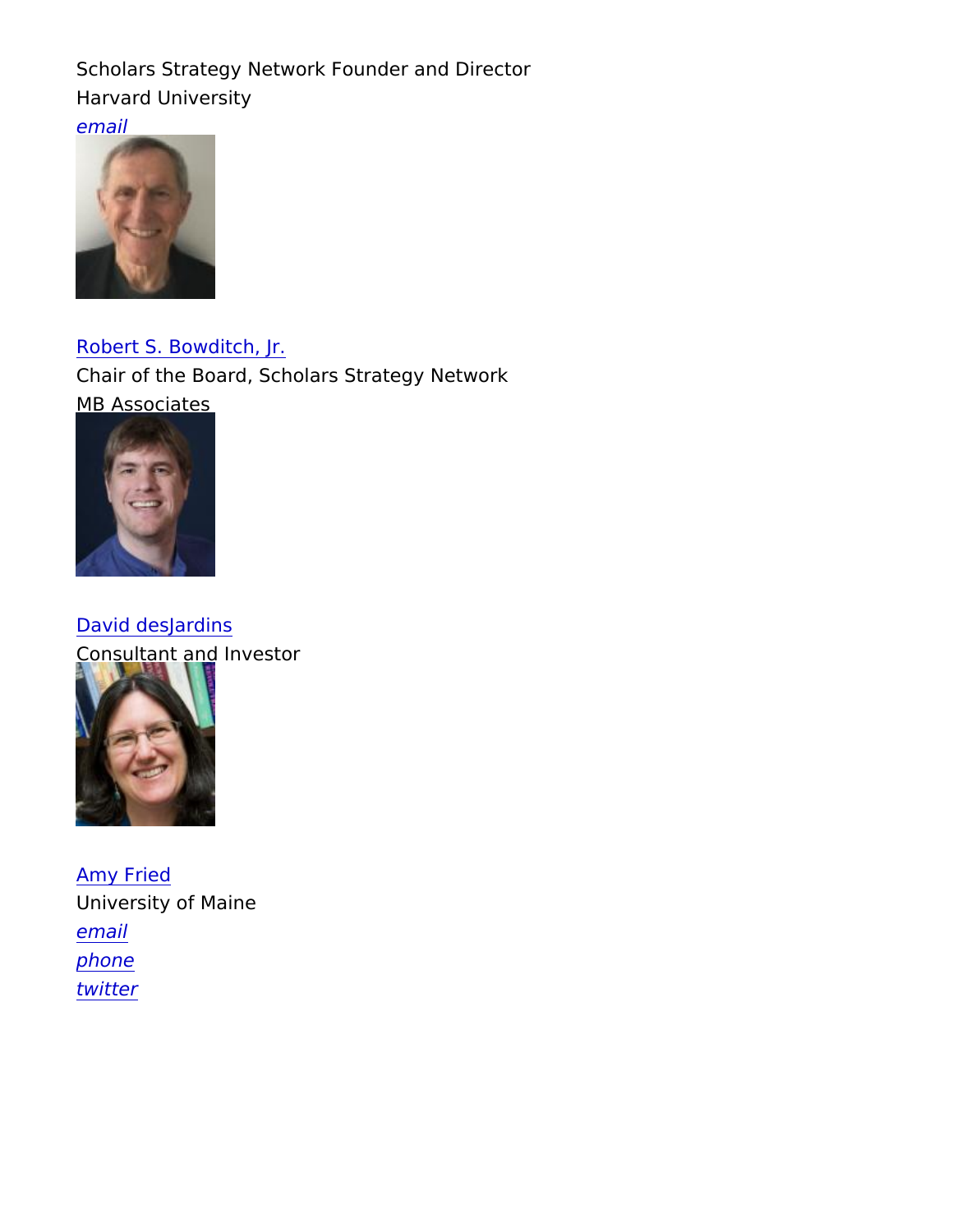Scholars Strategy Network Founder and Director
Harvard University
*email*

Robert S. Bowditch, Jr.
Chair of the Board, Scholars Strategy Network
MB Associates

David desJardins
Consultant and Investor

Amy Fried
University of Maine
*email*
*phone*
*twitter*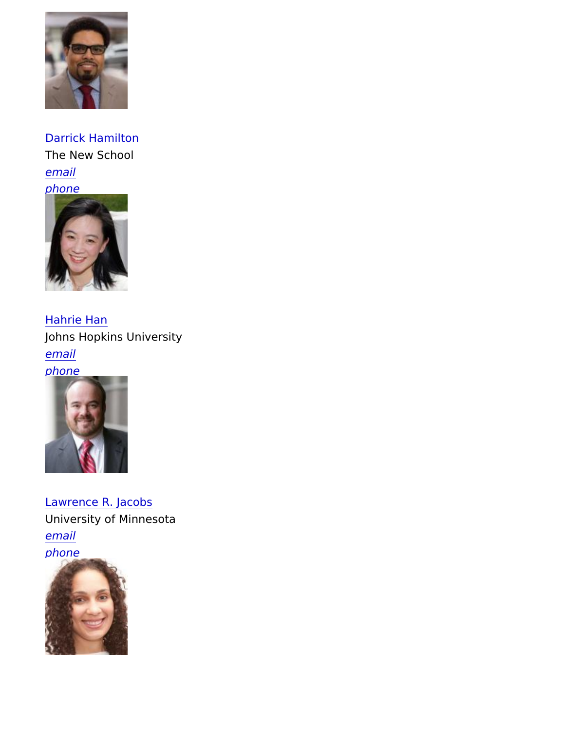[Darrick Hamilton]
The New School
*email*
*phone*

[Hahrie Han]
Johns Hopkins University
*email*
*phone*

[Lawrence R. Jacobs]
University of Minnesota
*email*
*phone*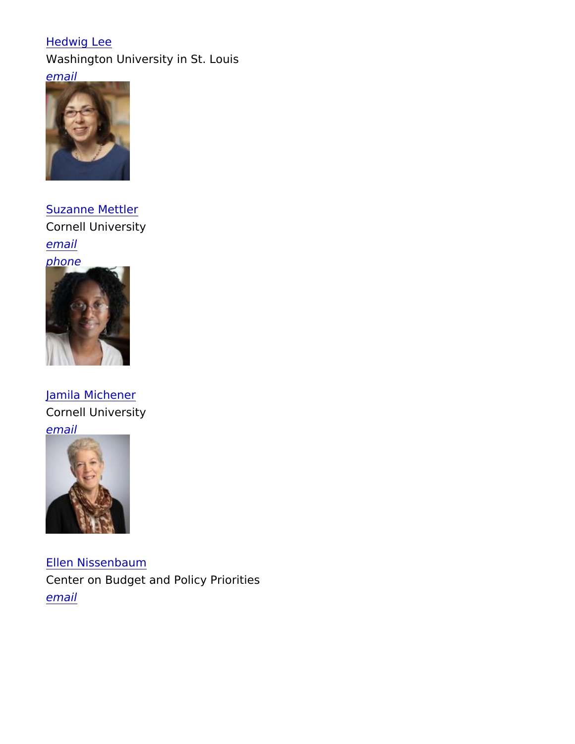Hedwig Lee
Washington University in St. Louis
*email*

Suzanne Mettler
Cornell University
*email*
*phone*

Jamila Michener
Cornell University
*email*

Ellen Nissenbaum
Center on Budget and Policy Priorities
*email*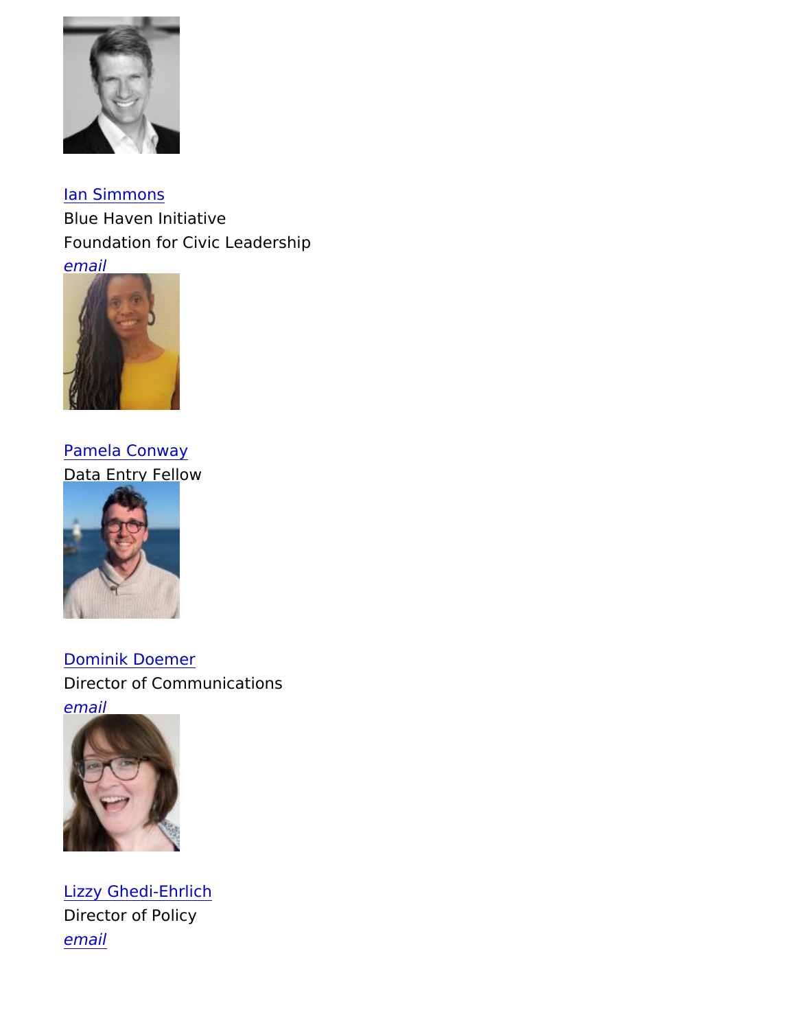[Ian Simmons](#)
Blue Haven Initiative
Foundation for Civic Leadership
*[email](#)*

[Pamela Conway](#)
Data Entry Fellow

[Dominik Doemer](#)
Director of Communications
*[email](#)*

[Lizzy Ghedi-Ehrlich](#)
Director of Policy
*[email](#)*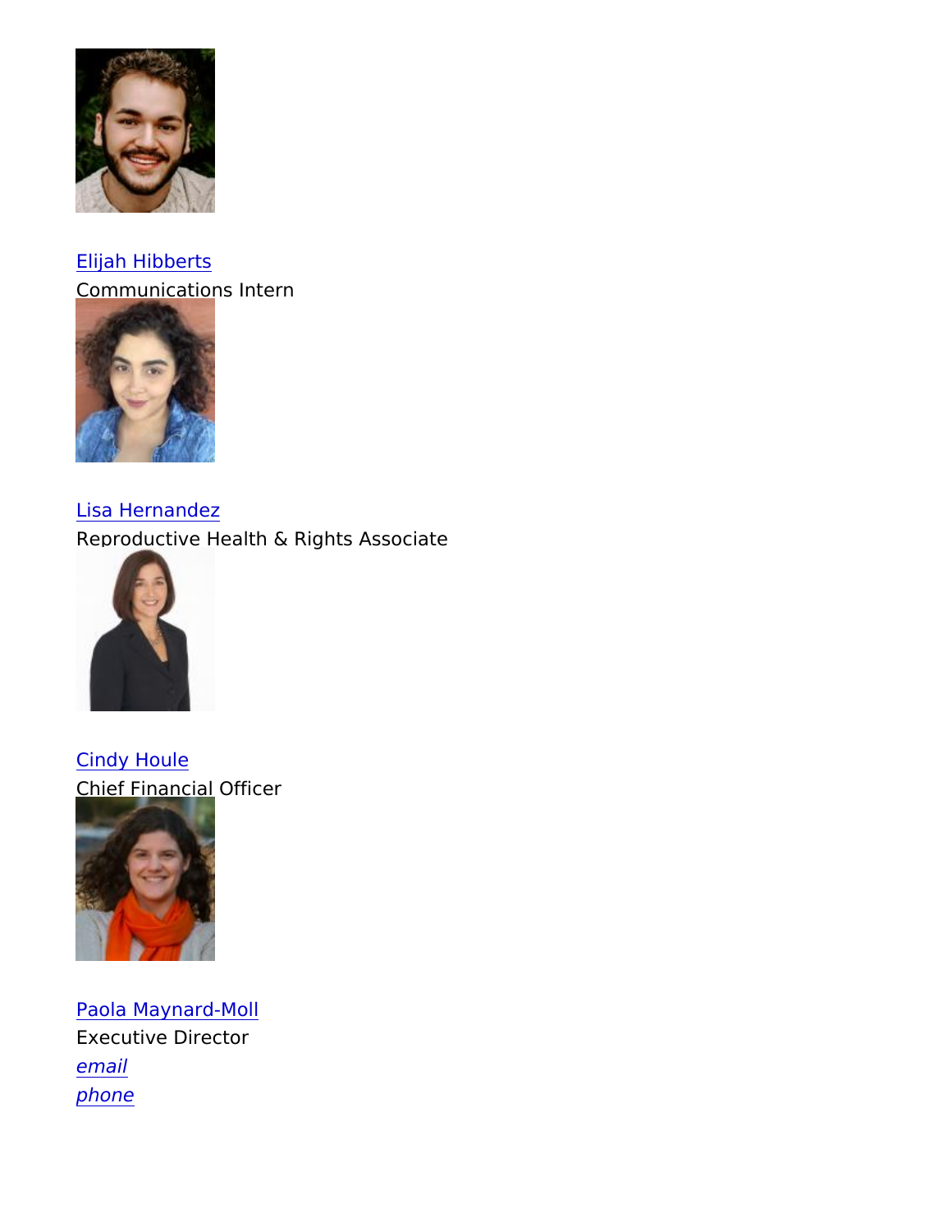[Elijah Hibberts]
Communications Intern

[Lisa Hernandez]
Reproductive Health & Rights Associate

[Cindy Houle]
Chief Financial Officer

[Paola Maynard-Moll]
Executive Director
*email*
*phone*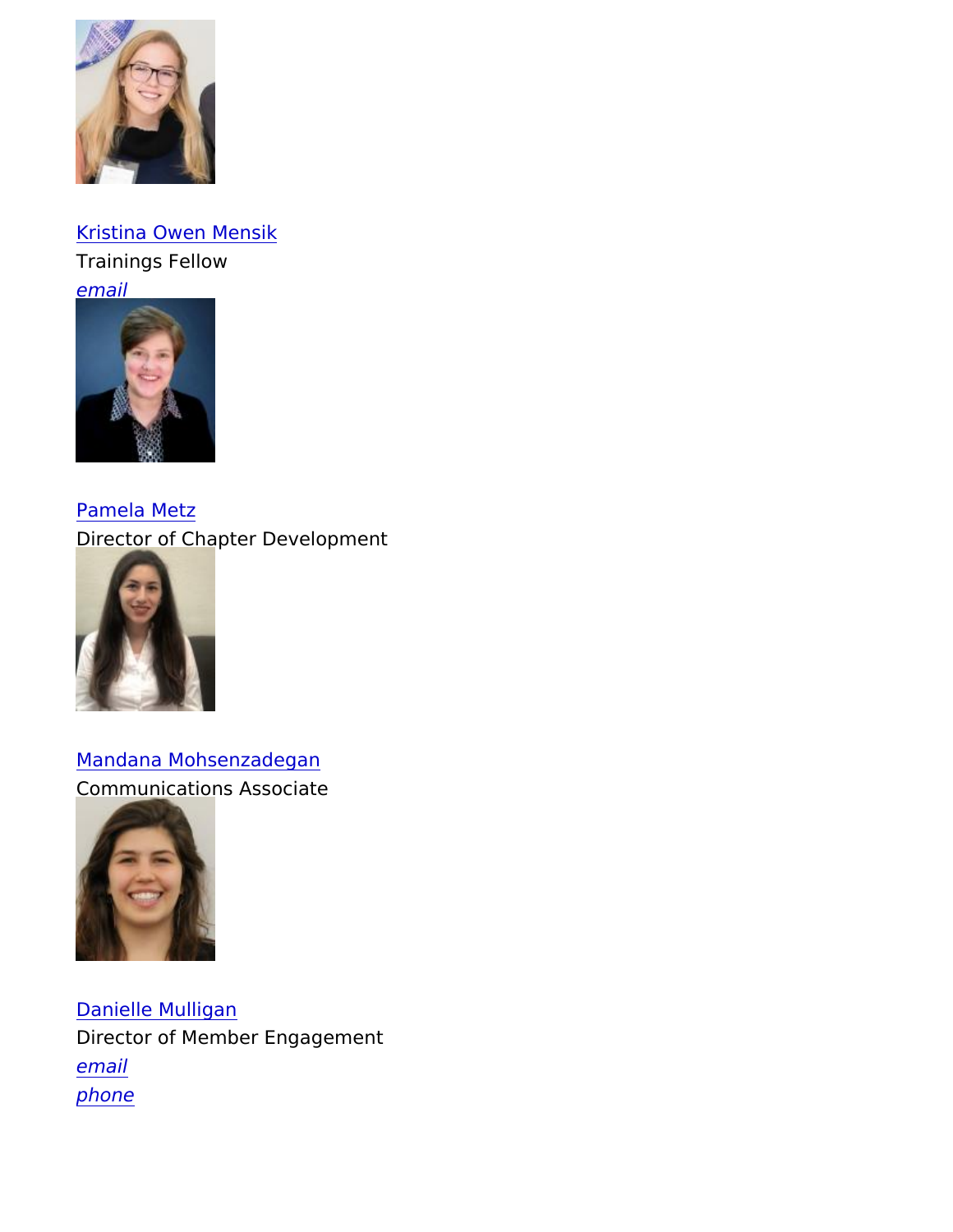[Kristina Owen Mensik]
Trainings Fellow
*[email]*

[Pamela Metz]
Director of Chapter Development

[Mandana Mohsenzadegan]
Communications Associate

[Danielle Mulligan]
Director of Member Engagement
*[email]*
*[phone]*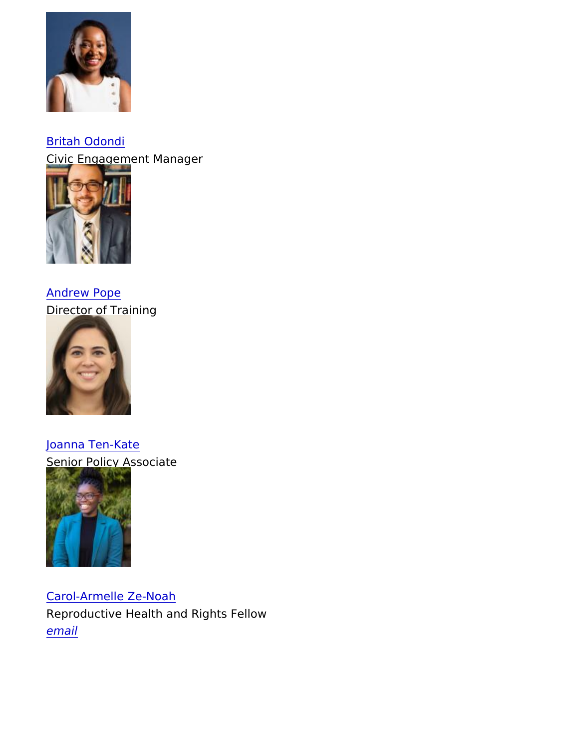[Britah Odondi]

Civic Engagement Manager

[Andrew Pope]

Director of Training

[Joanna Ten-Kate]

Senior Policy Associate

[Carol-Armelle Ze-Noah]

Reproductive Health and Rights Fellow

*[email]*